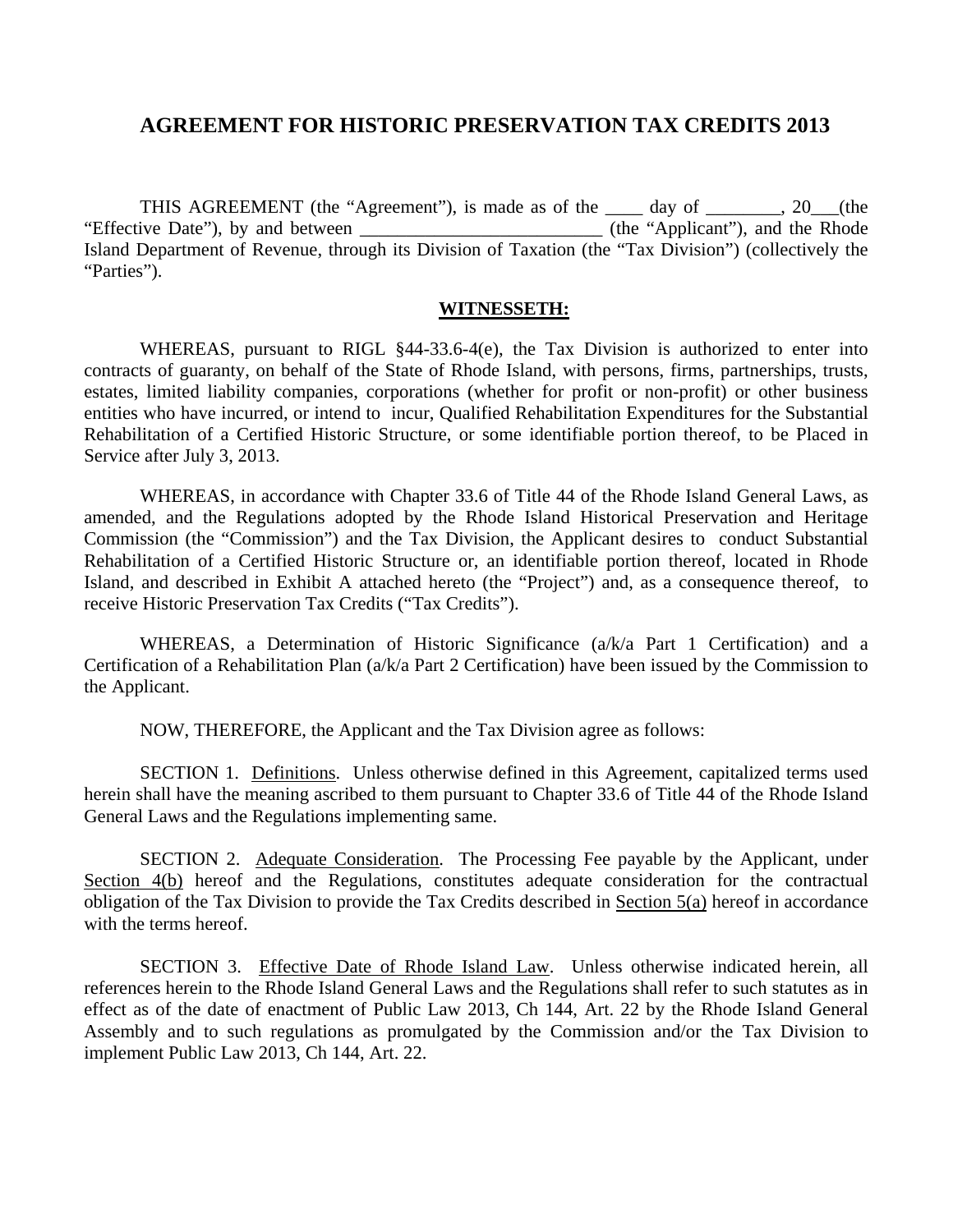## AGREEMENT FOR HISTORIC PRESERVATION TAX CREDITS 2013

THIS AGREEMENT (the "Agreement"), is made as of the ____ day of ________, 20___(the "Effective Date"), by and between __________________________ (the "Applicant"), and the Rhode Island Department of Revenue, through its Division of Taxation (the "Tax Division") (collectively the "Parties").

**WITNESSETH:**

WHEREAS, pursuant to RIGL §44-33.6-4(e), the Tax Division is authorized to enter into contracts of guaranty, on behalf of the State of Rhode Island, with persons, firms, partnerships, trusts, estates, limited liability companies, corporations (whether for profit or non-profit) or other business entities who have incurred, or intend to incur, Qualified Rehabilitation Expenditures for the Substantial Rehabilitation of a Certified Historic Structure, or some identifiable portion thereof, to be Placed in Service after July 3, 2013.

WHEREAS, in accordance with Chapter 33.6 of Title 44 of the Rhode Island General Laws, as amended, and the Regulations adopted by the Rhode Island Historical Preservation and Heritage Commission (the "Commission") and the Tax Division, the Applicant desires to conduct Substantial Rehabilitation of a Certified Historic Structure or, an identifiable portion thereof, located in Rhode Island, and described in Exhibit A attached hereto (the "Project") and, as a consequence thereof, to receive Historic Preservation Tax Credits ("Tax Credits").

WHEREAS, a Determination of Historic Significance (a/k/a Part 1 Certification) and a Certification of a Rehabilitation Plan (a/k/a Part 2 Certification) have been issued by the Commission to the Applicant.

NOW, THEREFORE, the Applicant and the Tax Division agree as follows:

SECTION 1. Definitions. Unless otherwise defined in this Agreement, capitalized terms used herein shall have the meaning ascribed to them pursuant to Chapter 33.6 of Title 44 of the Rhode Island General Laws and the Regulations implementing same.

SECTION 2. Adequate Consideration. The Processing Fee payable by the Applicant, under Section 4(b) hereof and the Regulations, constitutes adequate consideration for the contractual obligation of the Tax Division to provide the Tax Credits described in Section 5(a) hereof in accordance with the terms hereof.

SECTION 3. Effective Date of Rhode Island Law. Unless otherwise indicated herein, all references herein to the Rhode Island General Laws and the Regulations shall refer to such statutes as in effect as of the date of enactment of Public Law 2013, Ch 144, Art. 22 by the Rhode Island General Assembly and to such regulations as promulgated by the Commission and/or the Tax Division to implement Public Law 2013, Ch 144, Art. 22.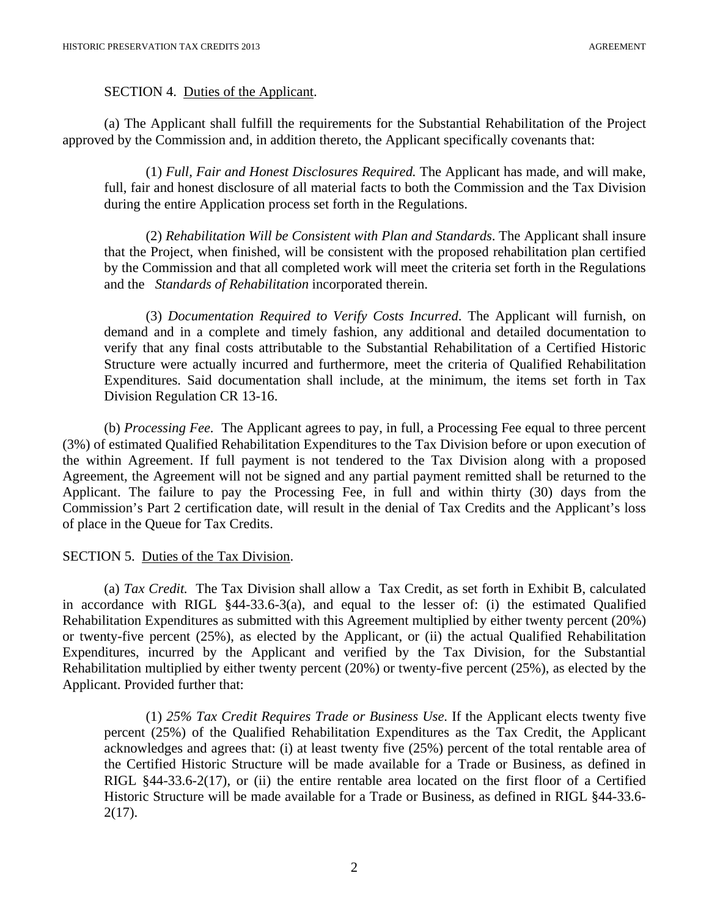SECTION 4. Duties of the Applicant.

(a) The Applicant shall fulfill the requirements for the Substantial Rehabilitation of the Project approved by the Commission and, in addition thereto, the Applicant specifically covenants that:

(1) *Full, Fair and Honest Disclosures Required.* The Applicant has made, and will make, full, fair and honest disclosure of all material facts to both the Commission and the Tax Division during the entire Application process set forth in the Regulations.

(2) *Rehabilitation Will be Consistent with Plan and Standards*. The Applicant shall insure that the Project, when finished, will be consistent with the proposed rehabilitation plan certified by the Commission and that all completed work will meet the criteria set forth in the Regulations and the *Standards of Rehabilitation* incorporated therein.

(3) *Documentation Required to Verify Costs Incurred*. The Applicant will furnish, on demand and in a complete and timely fashion, any additional and detailed documentation to verify that any final costs attributable to the Substantial Rehabilitation of a Certified Historic Structure were actually incurred and furthermore, meet the criteria of Qualified Rehabilitation Expenditures. Said documentation shall include, at the minimum, the items set forth in Tax Division Regulation CR 13-16.

(b) *Processing Fee.* The Applicant agrees to pay, in full, a Processing Fee equal to three percent (3%) of estimated Qualified Rehabilitation Expenditures to the Tax Division before or upon execution of the within Agreement. If full payment is not tendered to the Tax Division along with a proposed Agreement, the Agreement will not be signed and any partial payment remitted shall be returned to the Applicant. The failure to pay the Processing Fee, in full and within thirty (30) days from the Commission's Part 2 certification date, will result in the denial of Tax Credits and the Applicant's loss of place in the Queue for Tax Credits.

SECTION 5. Duties of the Tax Division.

(a) *Tax Credit.* The Tax Division shall allow a Tax Credit, as set forth in Exhibit B, calculated in accordance with RIGL §44-33.6-3(a), and equal to the lesser of: (i) the estimated Qualified Rehabilitation Expenditures as submitted with this Agreement multiplied by either twenty percent (20%) or twenty-five percent (25%), as elected by the Applicant, or (ii) the actual Qualified Rehabilitation Expenditures, incurred by the Applicant and verified by the Tax Division, for the Substantial Rehabilitation multiplied by either twenty percent (20%) or twenty-five percent (25%), as elected by the Applicant. Provided further that:

(1) *25% Tax Credit Requires Trade or Business Use*. If the Applicant elects twenty five percent (25%) of the Qualified Rehabilitation Expenditures as the Tax Credit, the Applicant acknowledges and agrees that: (i) at least twenty five (25%) percent of the total rentable area of the Certified Historic Structure will be made available for a Trade or Business, as defined in RIGL §44-33.6-2(17), or (ii) the entire rentable area located on the first floor of a Certified Historic Structure will be made available for a Trade or Business, as defined in RIGL §44-33.6-2(17).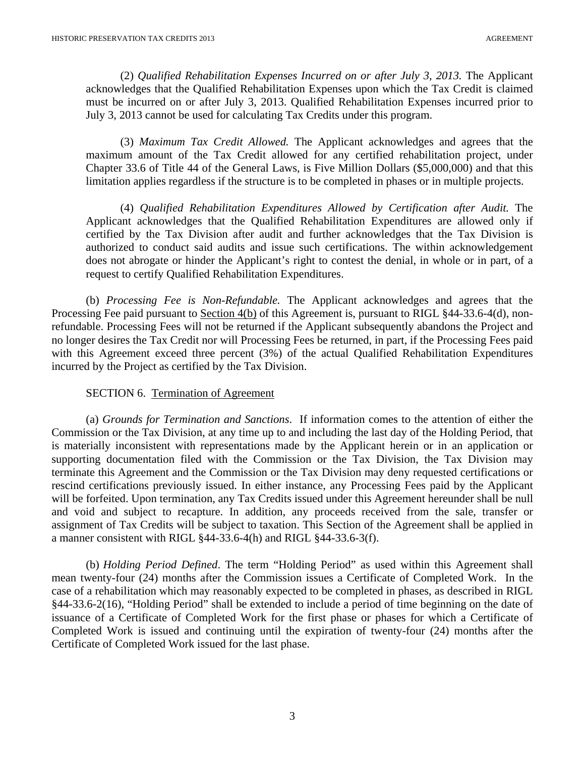(2) *Qualified Rehabilitation Expenses Incurred on or after July 3, 2013.* The Applicant acknowledges that the Qualified Rehabilitation Expenses upon which the Tax Credit is claimed must be incurred on or after July 3, 2013. Qualified Rehabilitation Expenses incurred prior to July 3, 2013 cannot be used for calculating Tax Credits under this program.

(3) *Maximum Tax Credit Allowed.* The Applicant acknowledges and agrees that the maximum amount of the Tax Credit allowed for any certified rehabilitation project, under Chapter 33.6 of Title 44 of the General Laws, is Five Million Dollars ($5,000,000) and that this limitation applies regardless if the structure is to be completed in phases or in multiple projects.

(4) *Qualified Rehabilitation Expenditures Allowed by Certification after Audit.* The Applicant acknowledges that the Qualified Rehabilitation Expenditures are allowed only if certified by the Tax Division after audit and further acknowledges that the Tax Division is authorized to conduct said audits and issue such certifications. The within acknowledgement does not abrogate or hinder the Applicant's right to contest the denial, in whole or in part, of a request to certify Qualified Rehabilitation Expenditures.

(b) *Processing Fee is Non-Refundable.* The Applicant acknowledges and agrees that the Processing Fee paid pursuant to Section 4(b) of this Agreement is, pursuant to RIGL §44-33.6-4(d), non-refundable. Processing Fees will not be returned if the Applicant subsequently abandons the Project and no longer desires the Tax Credit nor will Processing Fees be returned, in part, if the Processing Fees paid with this Agreement exceed three percent (3%) of the actual Qualified Rehabilitation Expenditures incurred by the Project as certified by the Tax Division.

SECTION 6. Termination of Agreement

(a) *Grounds for Termination and Sanctions*. If information comes to the attention of either the Commission or the Tax Division, at any time up to and including the last day of the Holding Period, that is materially inconsistent with representations made by the Applicant herein or in an application or supporting documentation filed with the Commission or the Tax Division, the Tax Division may terminate this Agreement and the Commission or the Tax Division may deny requested certifications or rescind certifications previously issued. In either instance, any Processing Fees paid by the Applicant will be forfeited. Upon termination, any Tax Credits issued under this Agreement hereunder shall be null and void and subject to recapture. In addition, any proceeds received from the sale, transfer or assignment of Tax Credits will be subject to taxation. This Section of the Agreement shall be applied in a manner consistent with RIGL §44-33.6-4(h) and RIGL §44-33.6-3(f).

(b) *Holding Period Defined*. The term "Holding Period" as used within this Agreement shall mean twenty-four (24) months after the Commission issues a Certificate of Completed Work. In the case of a rehabilitation which may reasonably expected to be completed in phases, as described in RIGL §44-33.6-2(16), "Holding Period" shall be extended to include a period of time beginning on the date of issuance of a Certificate of Completed Work for the first phase or phases for which a Certificate of Completed Work is issued and continuing until the expiration of twenty-four (24) months after the Certificate of Completed Work issued for the last phase.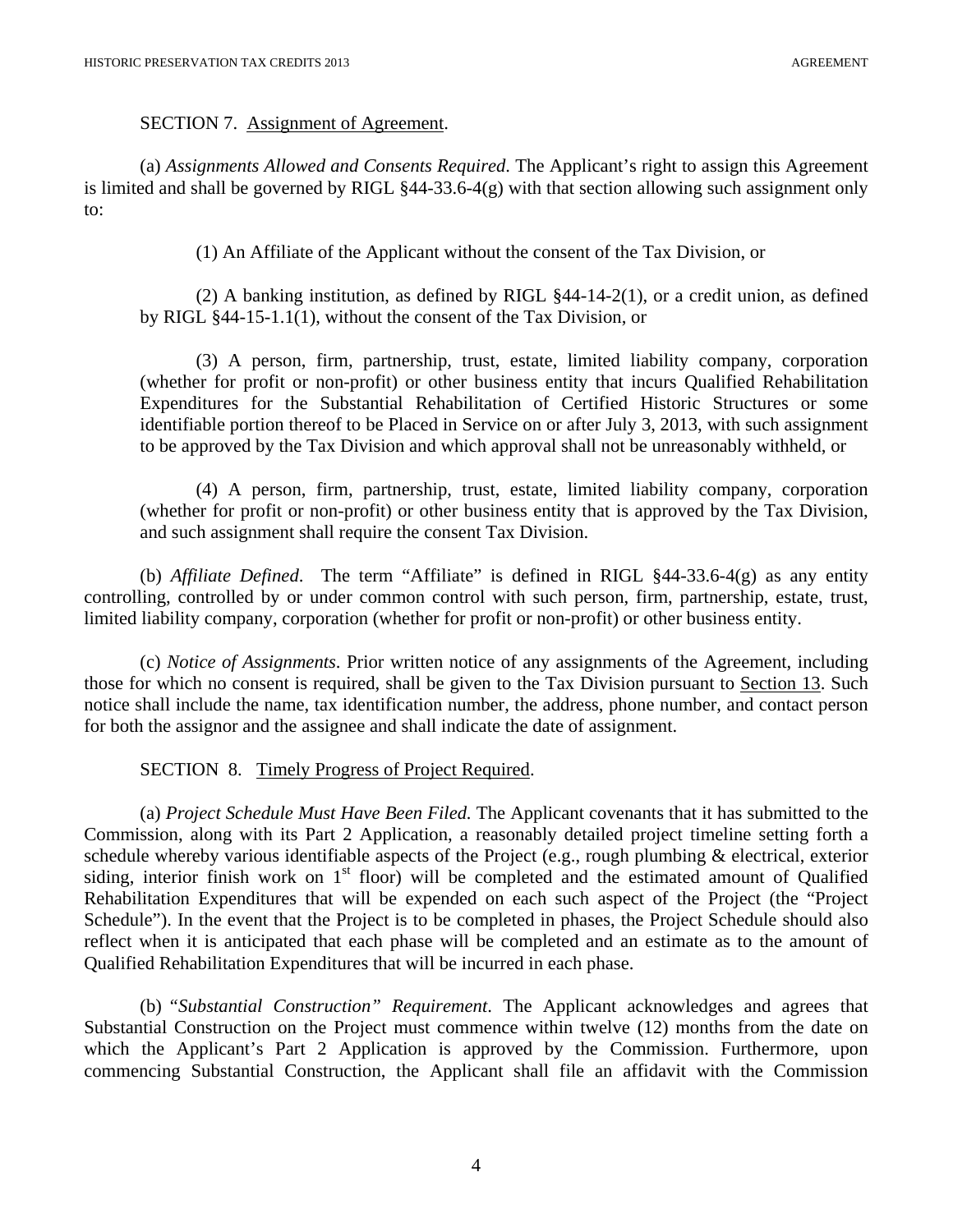SECTION 7. Assignment of Agreement.

(a) *Assignments Allowed and Consents Required*. The Applicant's right to assign this Agreement is limited and shall be governed by RIGL §44-33.6-4(g) with that section allowing such assignment only to:

(1) An Affiliate of the Applicant without the consent of the Tax Division, or

(2) A banking institution, as defined by RIGL §44-14-2(1), or a credit union, as defined by RIGL §44-15-1.1(1), without the consent of the Tax Division, or

(3) A person, firm, partnership, trust, estate, limited liability company, corporation (whether for profit or non-profit) or other business entity that incurs Qualified Rehabilitation Expenditures for the Substantial Rehabilitation of Certified Historic Structures or some identifiable portion thereof to be Placed in Service on or after July 3, 2013, with such assignment to be approved by the Tax Division and which approval shall not be unreasonably withheld, or

(4) A person, firm, partnership, trust, estate, limited liability company, corporation (whether for profit or non-profit) or other business entity that is approved by the Tax Division, and such assignment shall require the consent Tax Division.

(b) *Affiliate Defined*. The term "Affiliate" is defined in RIGL §44-33.6-4(g) as any entity controlling, controlled by or under common control with such person, firm, partnership, estate, trust, limited liability company, corporation (whether for profit or non-profit) or other business entity.

(c) *Notice of Assignments*. Prior written notice of any assignments of the Agreement, including those for which no consent is required, shall be given to the Tax Division pursuant to Section 13. Such notice shall include the name, tax identification number, the address, phone number, and contact person for both the assignor and the assignee and shall indicate the date of assignment.

SECTION 8. Timely Progress of Project Required.

(a) *Project Schedule Must Have Been Filed*. The Applicant covenants that it has submitted to the Commission, along with its Part 2 Application, a reasonably detailed project timeline setting forth a schedule whereby various identifiable aspects of the Project (e.g., rough plumbing & electrical, exterior siding, interior finish work on 1st floor) will be completed and the estimated amount of Qualified Rehabilitation Expenditures that will be expended on each such aspect of the Project (the "Project Schedule"). In the event that the Project is to be completed in phases, the Project Schedule should also reflect when it is anticipated that each phase will be completed and an estimate as to the amount of Qualified Rehabilitation Expenditures that will be incurred in each phase.

(b) *"Substantial Construction" Requirement*. The Applicant acknowledges and agrees that Substantial Construction on the Project must commence within twelve (12) months from the date on which the Applicant's Part 2 Application is approved by the Commission. Furthermore, upon commencing Substantial Construction, the Applicant shall file an affidavit with the Commission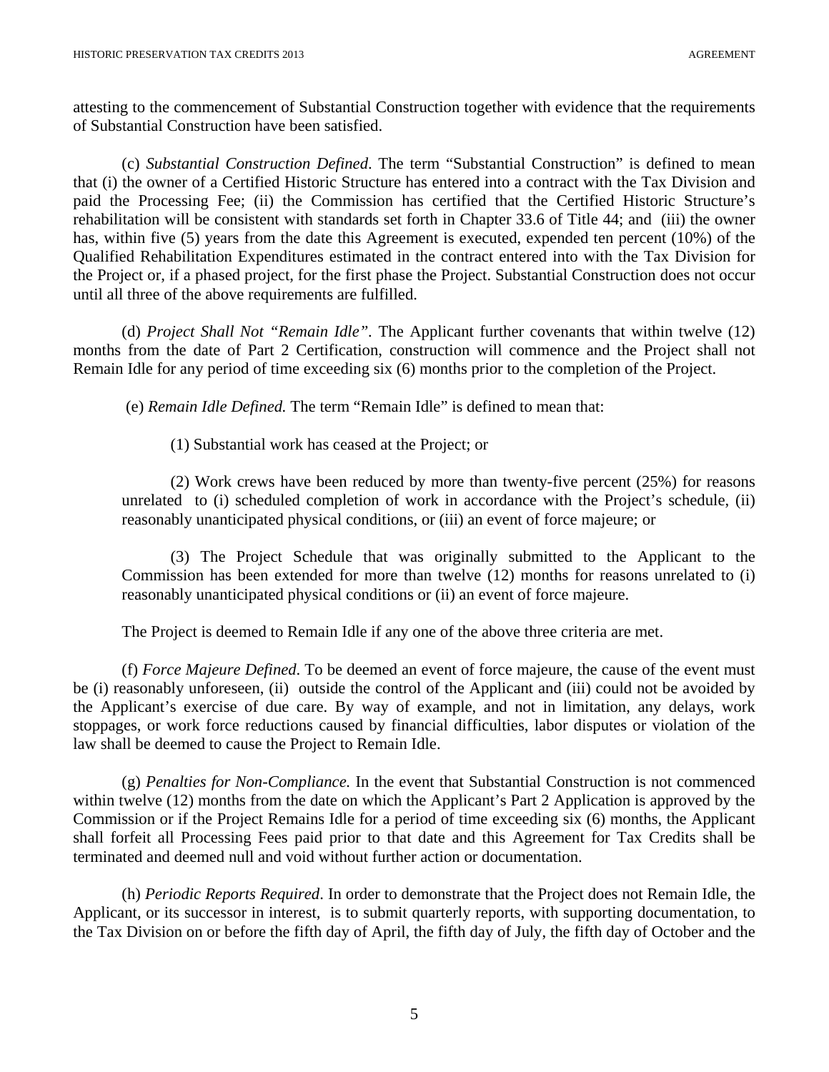attesting to the commencement of Substantial Construction together with evidence that the requirements of Substantial Construction have been satisfied.

(c) *Substantial Construction Defined*. The term "Substantial Construction" is defined to mean that (i) the owner of a Certified Historic Structure has entered into a contract with the Tax Division and paid the Processing Fee; (ii) the Commission has certified that the Certified Historic Structure's rehabilitation will be consistent with standards set forth in Chapter 33.6 of Title 44; and (iii) the owner has, within five (5) years from the date this Agreement is executed, expended ten percent (10%) of the Qualified Rehabilitation Expenditures estimated in the contract entered into with the Tax Division for the Project or, if a phased project, for the first phase the Project. Substantial Construction does not occur until all three of the above requirements are fulfilled.

(d) *Project Shall Not "Remain Idle"*. The Applicant further covenants that within twelve (12) months from the date of Part 2 Certification, construction will commence and the Project shall not Remain Idle for any period of time exceeding six (6) months prior to the completion of the Project.

(e) *Remain Idle Defined.* The term "Remain Idle" is defined to mean that:

(1) Substantial work has ceased at the Project; or

(2) Work crews have been reduced by more than twenty-five percent (25%) for reasons unrelated to (i) scheduled completion of work in accordance with the Project's schedule, (ii) reasonably unanticipated physical conditions, or (iii) an event of force majeure; or

(3) The Project Schedule that was originally submitted to the Applicant to the Commission has been extended for more than twelve (12) months for reasons unrelated to (i) reasonably unanticipated physical conditions or (ii) an event of force majeure.

The Project is deemed to Remain Idle if any one of the above three criteria are met.

(f) *Force Majeure Defined*. To be deemed an event of force majeure, the cause of the event must be (i) reasonably unforeseen, (ii) outside the control of the Applicant and (iii) could not be avoided by the Applicant's exercise of due care. By way of example, and not in limitation, any delays, work stoppages, or work force reductions caused by financial difficulties, labor disputes or violation of the law shall be deemed to cause the Project to Remain Idle.

(g) *Penalties for Non-Compliance.* In the event that Substantial Construction is not commenced within twelve (12) months from the date on which the Applicant's Part 2 Application is approved by the Commission or if the Project Remains Idle for a period of time exceeding six (6) months, the Applicant shall forfeit all Processing Fees paid prior to that date and this Agreement for Tax Credits shall be terminated and deemed null and void without further action or documentation.

(h) *Periodic Reports Required*. In order to demonstrate that the Project does not Remain Idle, the Applicant, or its successor in interest, is to submit quarterly reports, with supporting documentation, to the Tax Division on or before the fifth day of April, the fifth day of July, the fifth day of October and the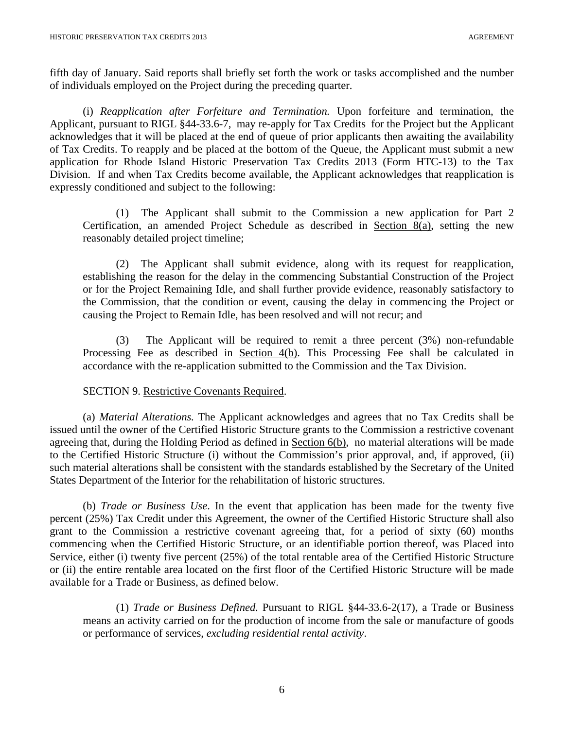fifth day of January. Said reports shall briefly set forth the work or tasks accomplished and the number of individuals employed on the Project during the preceding quarter.

(i) *Reapplication after Forfeiture and Termination.* Upon forfeiture and termination, the Applicant, pursuant to RIGL §44-33.6-7, may re-apply for Tax Credits for the Project but the Applicant acknowledges that it will be placed at the end of queue of prior applicants then awaiting the availability of Tax Credits. To reapply and be placed at the bottom of the Queue, the Applicant must submit a new application for Rhode Island Historic Preservation Tax Credits 2013 (Form HTC-13) to the Tax Division. If and when Tax Credits become available, the Applicant acknowledges that reapplication is expressly conditioned and subject to the following:

(1) The Applicant shall submit to the Commission a new application for Part 2 Certification, an amended Project Schedule as described in Section 8(a), setting the new reasonably detailed project timeline;

(2) The Applicant shall submit evidence, along with its request for reapplication, establishing the reason for the delay in the commencing Substantial Construction of the Project or for the Project Remaining Idle, and shall further provide evidence, reasonably satisfactory to the Commission, that the condition or event, causing the delay in commencing the Project or causing the Project to Remain Idle, has been resolved and will not recur; and

(3) The Applicant will be required to remit a three percent (3%) non-refundable Processing Fee as described in Section 4(b). This Processing Fee shall be calculated in accordance with the re-application submitted to the Commission and the Tax Division.

SECTION 9. Restrictive Covenants Required.

(a) *Material Alterations.* The Applicant acknowledges and agrees that no Tax Credits shall be issued until the owner of the Certified Historic Structure grants to the Commission a restrictive covenant agreeing that, during the Holding Period as defined in Section 6(b), no material alterations will be made to the Certified Historic Structure (i) without the Commission's prior approval, and, if approved, (ii) such material alterations shall be consistent with the standards established by the Secretary of the United States Department of the Interior for the rehabilitation of historic structures.

(b) *Trade or Business Use.* In the event that application has been made for the twenty five percent (25%) Tax Credit under this Agreement, the owner of the Certified Historic Structure shall also grant to the Commission a restrictive covenant agreeing that, for a period of sixty (60) months commencing when the Certified Historic Structure, or an identifiable portion thereof, was Placed into Service, either (i) twenty five percent (25%) of the total rentable area of the Certified Historic Structure or (ii) the entire rentable area located on the first floor of the Certified Historic Structure will be made available for a Trade or Business, as defined below.

(1) *Trade or Business Defined.* Pursuant to RIGL §44-33.6-2(17), a Trade or Business means an activity carried on for the production of income from the sale or manufacture of goods or performance of services, *excluding residential rental activity*.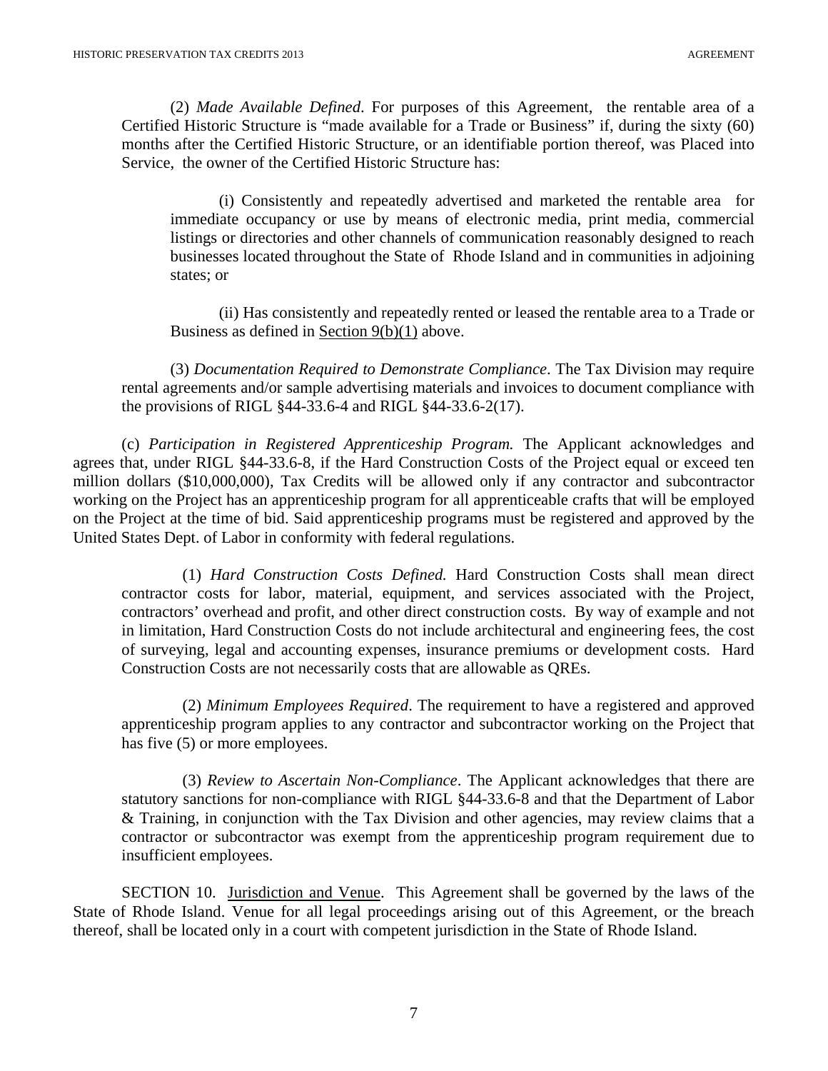(2) *Made Available Defined*. For purposes of this Agreement, the rentable area of a Certified Historic Structure is "made available for a Trade or Business" if, during the sixty (60) months after the Certified Historic Structure, or an identifiable portion thereof, was Placed into Service, the owner of the Certified Historic Structure has:

(i) Consistently and repeatedly advertised and marketed the rentable area for immediate occupancy or use by means of electronic media, print media, commercial listings or directories and other channels of communication reasonably designed to reach businesses located throughout the State of Rhode Island and in communities in adjoining states; or

(ii) Has consistently and repeatedly rented or leased the rentable area to a Trade or Business as defined in Section 9(b)(1) above.

(3) *Documentation Required to Demonstrate Compliance*. The Tax Division may require rental agreements and/or sample advertising materials and invoices to document compliance with the provisions of RIGL §44-33.6-4 and RIGL §44-33.6-2(17).

(c) *Participation in Registered Apprenticeship Program.* The Applicant acknowledges and agrees that, under RIGL §44-33.6-8, if the Hard Construction Costs of the Project equal or exceed ten million dollars ($10,000,000), Tax Credits will be allowed only if any contractor and subcontractor working on the Project has an apprenticeship program for all apprenticeable crafts that will be employed on the Project at the time of bid. Said apprenticeship programs must be registered and approved by the United States Dept. of Labor in conformity with federal regulations.

(1) *Hard Construction Costs Defined.* Hard Construction Costs shall mean direct contractor costs for labor, material, equipment, and services associated with the Project, contractors' overhead and profit, and other direct construction costs. By way of example and not in limitation, Hard Construction Costs do not include architectural and engineering fees, the cost of surveying, legal and accounting expenses, insurance premiums or development costs. Hard Construction Costs are not necessarily costs that are allowable as QREs.

(2) *Minimum Employees Required*. The requirement to have a registered and approved apprenticeship program applies to any contractor and subcontractor working on the Project that has five (5) or more employees.

(3) *Review to Ascertain Non-Compliance*. The Applicant acknowledges that there are statutory sanctions for non-compliance with RIGL §44-33.6-8 and that the Department of Labor & Training, in conjunction with the Tax Division and other agencies, may review claims that a contractor or subcontractor was exempt from the apprenticeship program requirement due to insufficient employees.

SECTION 10. Jurisdiction and Venue. This Agreement shall be governed by the laws of the State of Rhode Island. Venue for all legal proceedings arising out of this Agreement, or the breach thereof, shall be located only in a court with competent jurisdiction in the State of Rhode Island.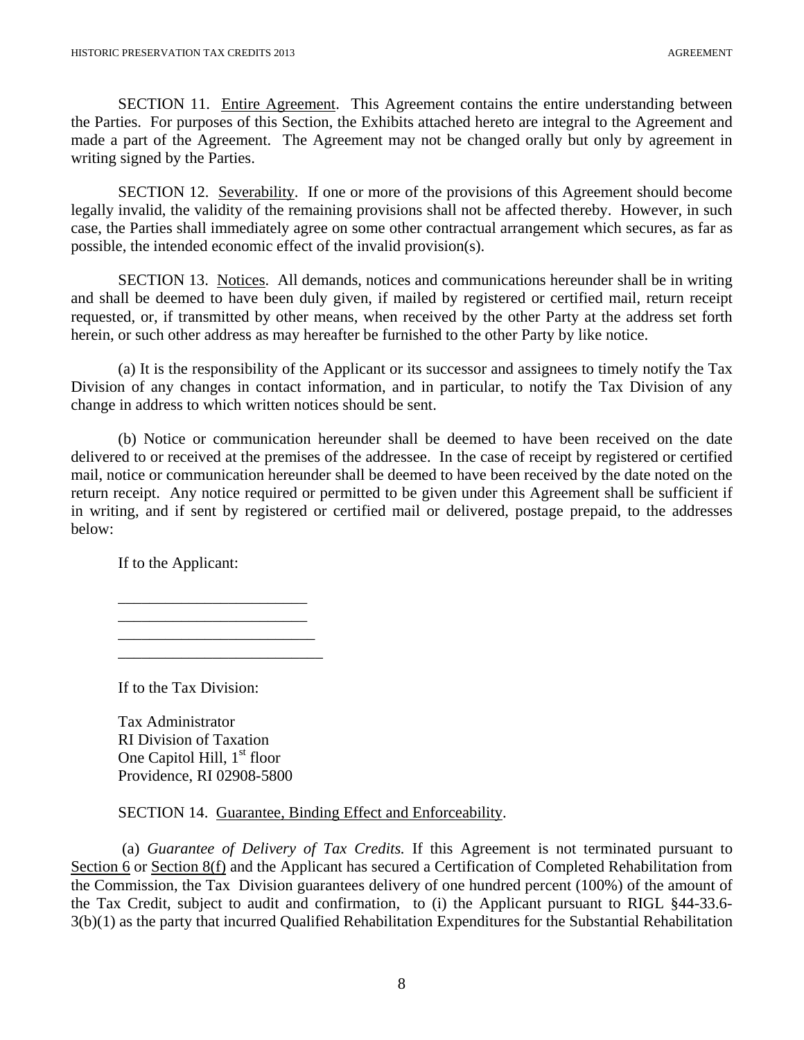SECTION 11. Entire Agreement. This Agreement contains the entire understanding between the Parties. For purposes of this Section, the Exhibits attached hereto are integral to the Agreement and made a part of the Agreement. The Agreement may not be changed orally but only by agreement in writing signed by the Parties.

SECTION 12. Severability. If one or more of the provisions of this Agreement should become legally invalid, the validity of the remaining provisions shall not be affected thereby. However, in such case, the Parties shall immediately agree on some other contractual arrangement which secures, as far as possible, the intended economic effect of the invalid provision(s).

SECTION 13. Notices. All demands, notices and communications hereunder shall be in writing and shall be deemed to have been duly given, if mailed by registered or certified mail, return receipt requested, or, if transmitted by other means, when received by the other Party at the address set forth herein, or such other address as may hereafter be furnished to the other Party by like notice.

(a) It is the responsibility of the Applicant or its successor and assignees to timely notify the Tax Division of any changes in contact information, and in particular, to notify the Tax Division of any change in address to which written notices should be sent.

(b) Notice or communication hereunder shall be deemed to have been received on the date delivered to or received at the premises of the addressee. In the case of receipt by registered or certified mail, notice or communication hereunder shall be deemed to have been received by the date noted on the return receipt. Any notice required or permitted to be given under this Agreement shall be sufficient if in writing, and if sent by registered or certified mail or delivered, postage prepaid, to the addresses below:

If to the Applicant:

________________________
________________________
_________________________
__________________________

If to the Tax Division:

Tax Administrator
RI Division of Taxation
One Capitol Hill, 1st floor
Providence, RI 02908-5800

SECTION 14. Guarantee, Binding Effect and Enforceability.

(a) *Guarantee of Delivery of Tax Credits.* If this Agreement is not terminated pursuant to Section 6 or Section 8(f) and the Applicant has secured a Certification of Completed Rehabilitation from the Commission, the Tax Division guarantees delivery of one hundred percent (100%) of the amount of the Tax Credit, subject to audit and confirmation, to (i) the Applicant pursuant to RIGL §44-33.6-3(b)(1) as the party that incurred Qualified Rehabilitation Expenditures for the Substantial Rehabilitation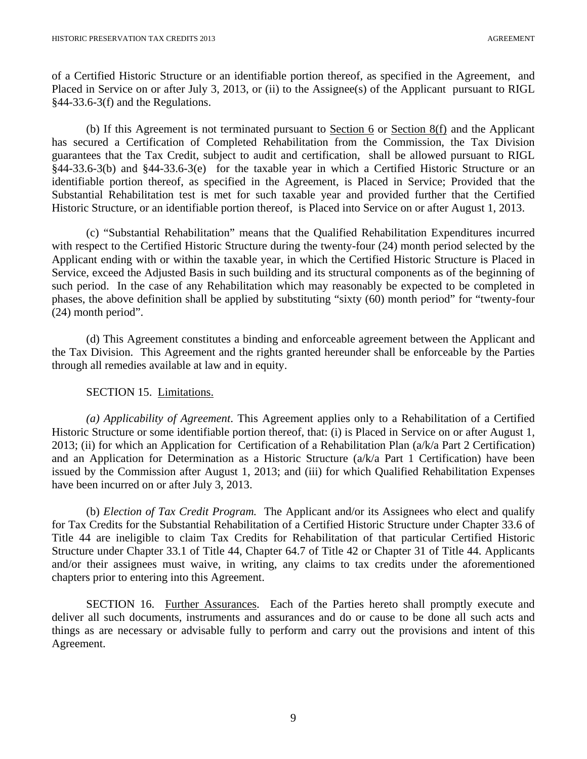of a Certified Historic Structure or an identifiable portion thereof, as specified in the Agreement, and Placed in Service on or after July 3, 2013, or (ii) to the Assignee(s) of the Applicant pursuant to RIGL §44-33.6-3(f) and the Regulations.

(b) If this Agreement is not terminated pursuant to Section 6 or Section 8(f) and the Applicant has secured a Certification of Completed Rehabilitation from the Commission, the Tax Division guarantees that the Tax Credit, subject to audit and certification, shall be allowed pursuant to RIGL §44-33.6-3(b) and §44-33.6-3(e) for the taxable year in which a Certified Historic Structure or an identifiable portion thereof, as specified in the Agreement, is Placed in Service; Provided that the Substantial Rehabilitation test is met for such taxable year and provided further that the Certified Historic Structure, or an identifiable portion thereof, is Placed into Service on or after August 1, 2013.

(c) "Substantial Rehabilitation" means that the Qualified Rehabilitation Expenditures incurred with respect to the Certified Historic Structure during the twenty-four (24) month period selected by the Applicant ending with or within the taxable year, in which the Certified Historic Structure is Placed in Service, exceed the Adjusted Basis in such building and its structural components as of the beginning of such period. In the case of any Rehabilitation which may reasonably be expected to be completed in phases, the above definition shall be applied by substituting "sixty (60) month period" for "twenty-four (24) month period".

(d) This Agreement constitutes a binding and enforceable agreement between the Applicant and the Tax Division. This Agreement and the rights granted hereunder shall be enforceable by the Parties through all remedies available at law and in equity.

SECTION 15. Limitations.

*(a) Applicability of Agreement*. This Agreement applies only to a Rehabilitation of a Certified Historic Structure or some identifiable portion thereof, that: (i) is Placed in Service on or after August 1, 2013; (ii) for which an Application for Certification of a Rehabilitation Plan (a/k/a Part 2 Certification) and an Application for Determination as a Historic Structure (a/k/a Part 1 Certification) have been issued by the Commission after August 1, 2013; and (iii) for which Qualified Rehabilitation Expenses have been incurred on or after July 3, 2013.

(b) *Election of Tax Credit Program.* The Applicant and/or its Assignees who elect and qualify for Tax Credits for the Substantial Rehabilitation of a Certified Historic Structure under Chapter 33.6 of Title 44 are ineligible to claim Tax Credits for Rehabilitation of that particular Certified Historic Structure under Chapter 33.1 of Title 44, Chapter 64.7 of Title 42 or Chapter 31 of Title 44. Applicants and/or their assignees must waive, in writing, any claims to tax credits under the aforementioned chapters prior to entering into this Agreement.

SECTION 16. Further Assurances. Each of the Parties hereto shall promptly execute and deliver all such documents, instruments and assurances and do or cause to be done all such acts and things as are necessary or advisable fully to perform and carry out the provisions and intent of this Agreement.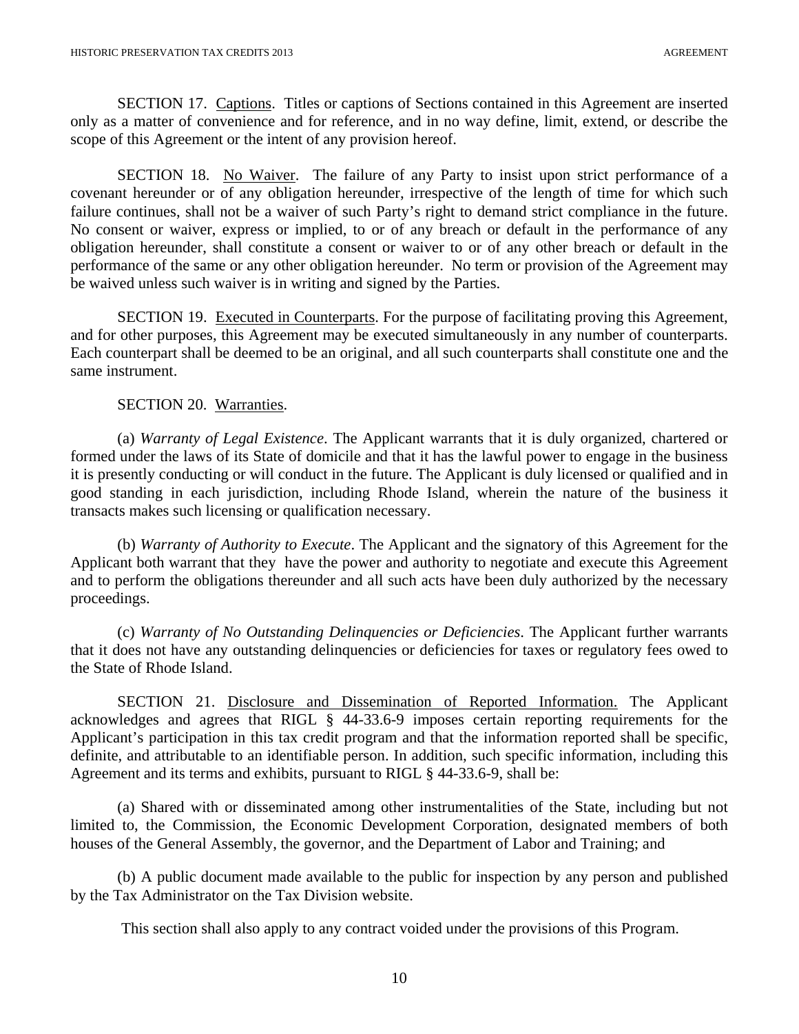SECTION 17. Captions. Titles or captions of Sections contained in this Agreement are inserted only as a matter of convenience and for reference, and in no way define, limit, extend, or describe the scope of this Agreement or the intent of any provision hereof.

SECTION 18. No Waiver. The failure of any Party to insist upon strict performance of a covenant hereunder or of any obligation hereunder, irrespective of the length of time for which such failure continues, shall not be a waiver of such Party's right to demand strict compliance in the future. No consent or waiver, express or implied, to or of any breach or default in the performance of any obligation hereunder, shall constitute a consent or waiver to or of any other breach or default in the performance of the same or any other obligation hereunder. No term or provision of the Agreement may be waived unless such waiver is in writing and signed by the Parties.

SECTION 19. Executed in Counterparts. For the purpose of facilitating proving this Agreement, and for other purposes, this Agreement may be executed simultaneously in any number of counterparts. Each counterpart shall be deemed to be an original, and all such counterparts shall constitute one and the same instrument.

SECTION 20. Warranties.

(a) *Warranty of Legal Existence*. The Applicant warrants that it is duly organized, chartered or formed under the laws of its State of domicile and that it has the lawful power to engage in the business it is presently conducting or will conduct in the future. The Applicant is duly licensed or qualified and in good standing in each jurisdiction, including Rhode Island, wherein the nature of the business it transacts makes such licensing or qualification necessary.

(b) *Warranty of Authority to Execute*. The Applicant and the signatory of this Agreement for the Applicant both warrant that they have the power and authority to negotiate and execute this Agreement and to perform the obligations thereunder and all such acts have been duly authorized by the necessary proceedings.

(c) *Warranty of No Outstanding Delinquencies or Deficiencies*. The Applicant further warrants that it does not have any outstanding delinquencies or deficiencies for taxes or regulatory fees owed to the State of Rhode Island.

SECTION 21. Disclosure and Dissemination of Reported Information. The Applicant acknowledges and agrees that RIGL § 44-33.6-9 imposes certain reporting requirements for the Applicant's participation in this tax credit program and that the information reported shall be specific, definite, and attributable to an identifiable person. In addition, such specific information, including this Agreement and its terms and exhibits, pursuant to RIGL § 44-33.6-9, shall be:

(a) Shared with or disseminated among other instrumentalities of the State, including but not limited to, the Commission, the Economic Development Corporation, designated members of both houses of the General Assembly, the governor, and the Department of Labor and Training; and

(b) A public document made available to the public for inspection by any person and published by the Tax Administrator on the Tax Division website.

This section shall also apply to any contract voided under the provisions of this Program.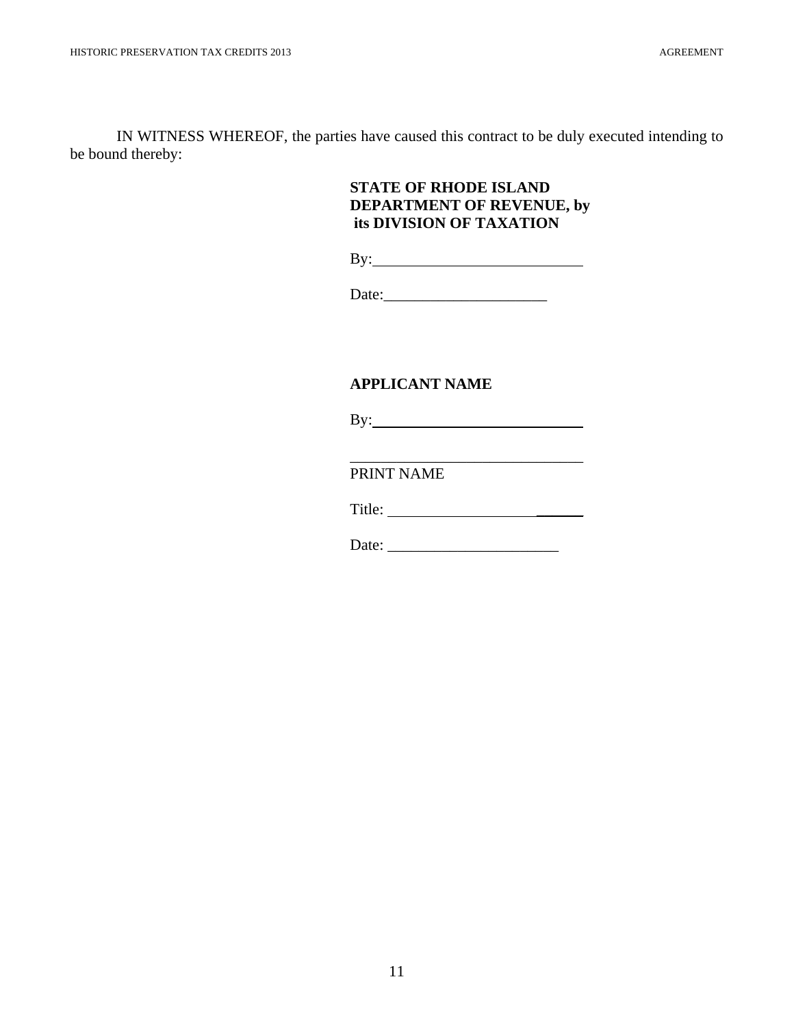IN WITNESS WHEREOF, the parties have caused this contract to be duly executed intending to be bound thereby:

**STATE OF RHODE ISLAND**
**DEPARTMENT OF REVENUE, by**
**its DIVISION OF TAXATION**

By:___________________________

Date:_____________________

**APPLICANT NAME**

By:___________________________

______________________________
PRINT NAME

Title: ________________________

Date: ______________________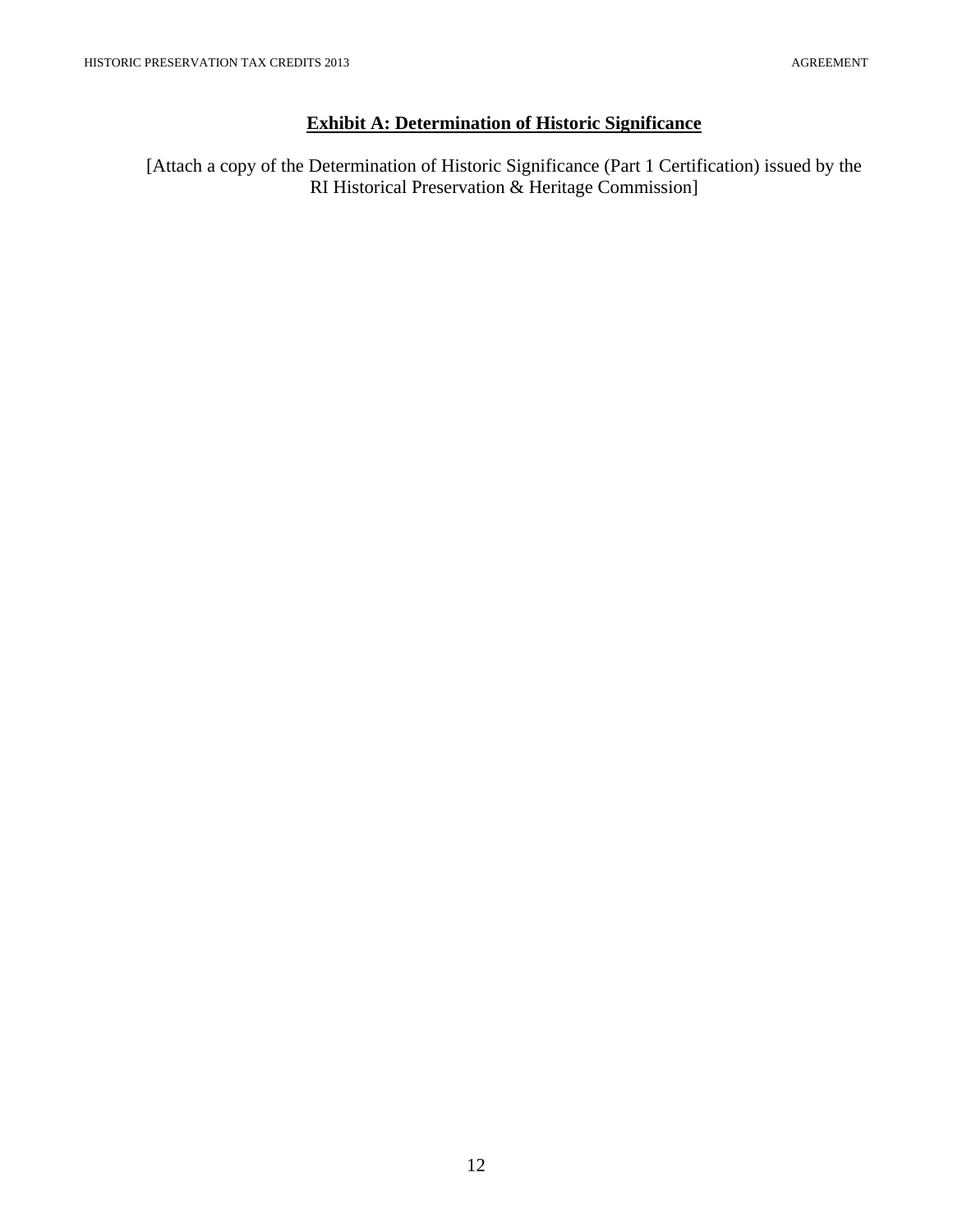## Exhibit A: Determination of Historic Significance

[Attach a copy of the Determination of Historic Significance (Part 1 Certification) issued by the RI Historical Preservation & Heritage Commission]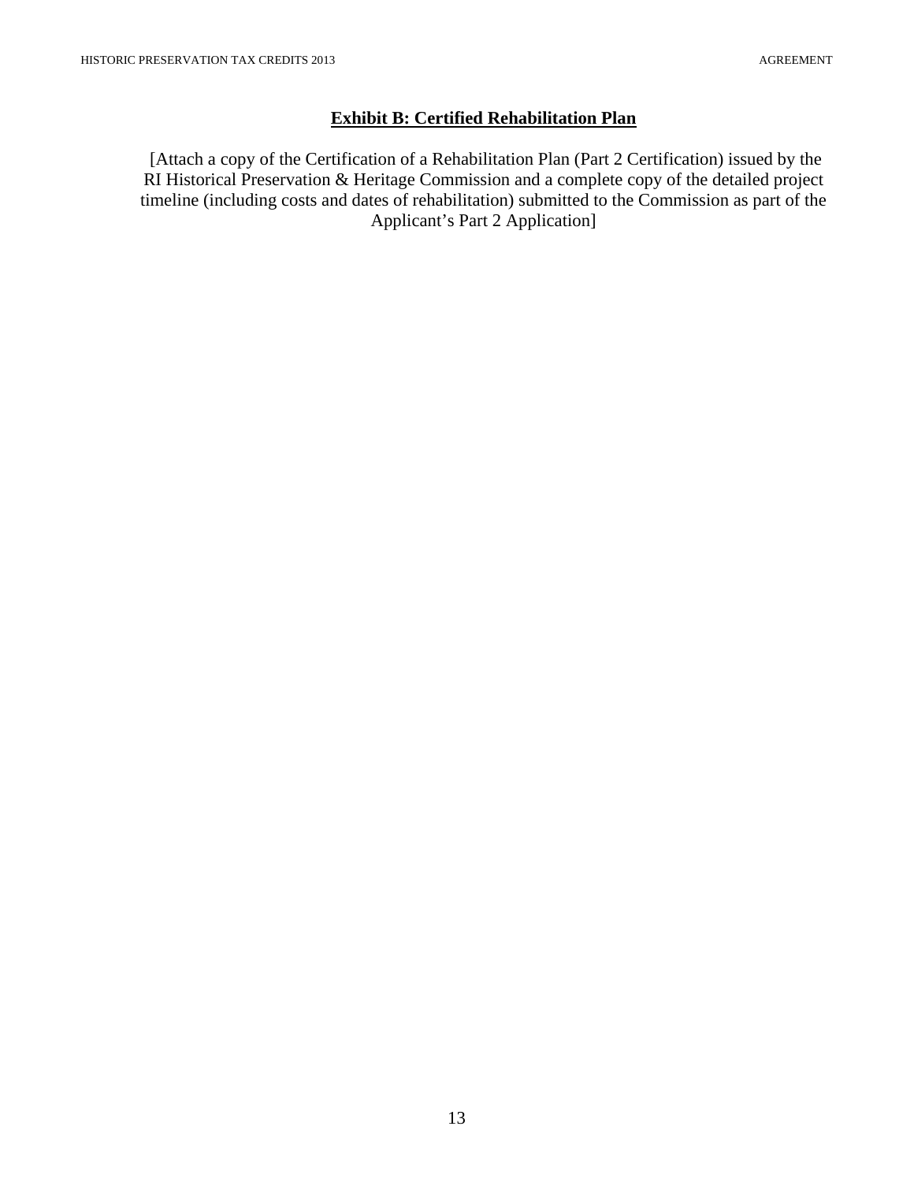## **Exhibit B: Certified Rehabilitation Plan**

[Attach a copy of the Certification of a Rehabilitation Plan (Part 2 Certification) issued by the RI Historical Preservation & Heritage Commission and a complete copy of the detailed project timeline (including costs and dates of rehabilitation) submitted to the Commission as part of the Applicant's Part 2 Application]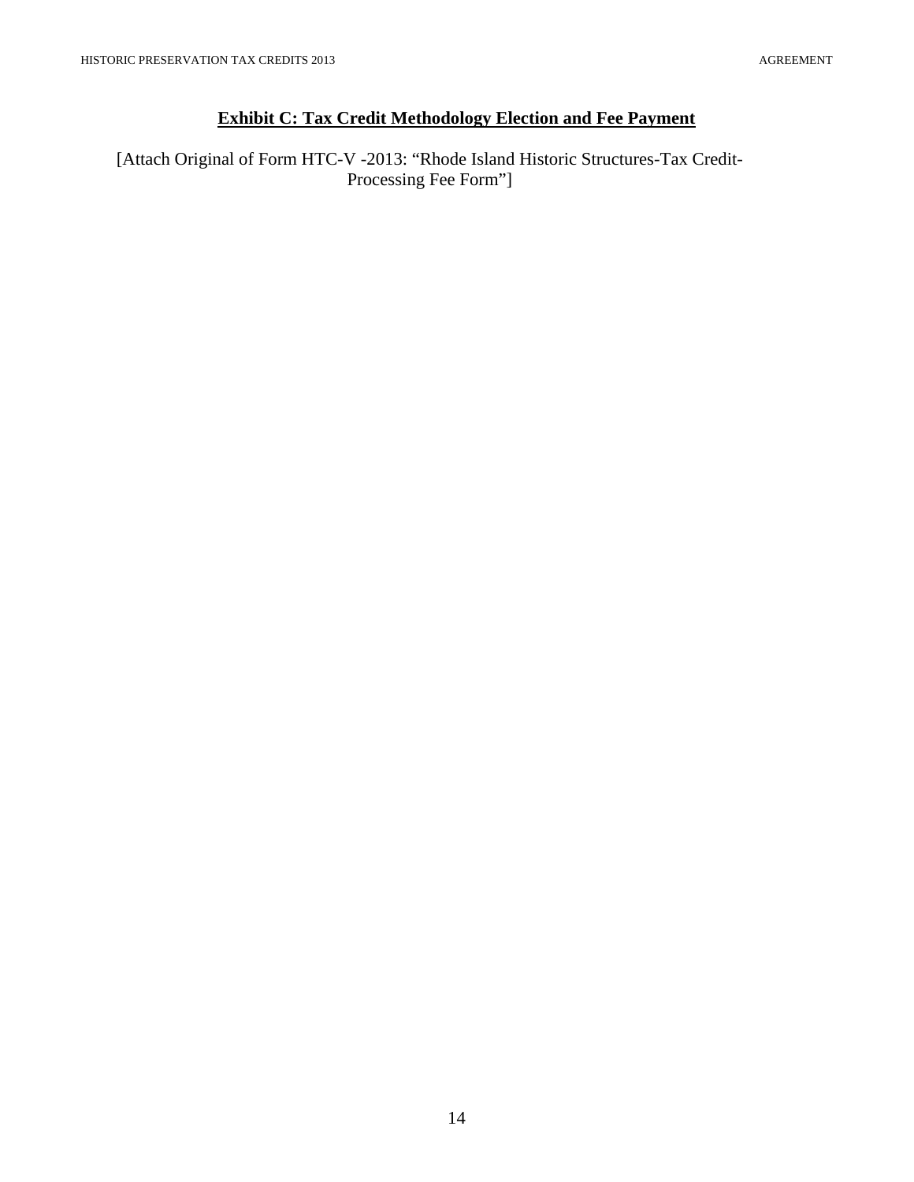## Exhibit C: Tax Credit Methodology Election and Fee Payment

[Attach Original of Form HTC-V -2013: "Rhode Island Historic Structures-Tax Credit-Processing Fee Form"]